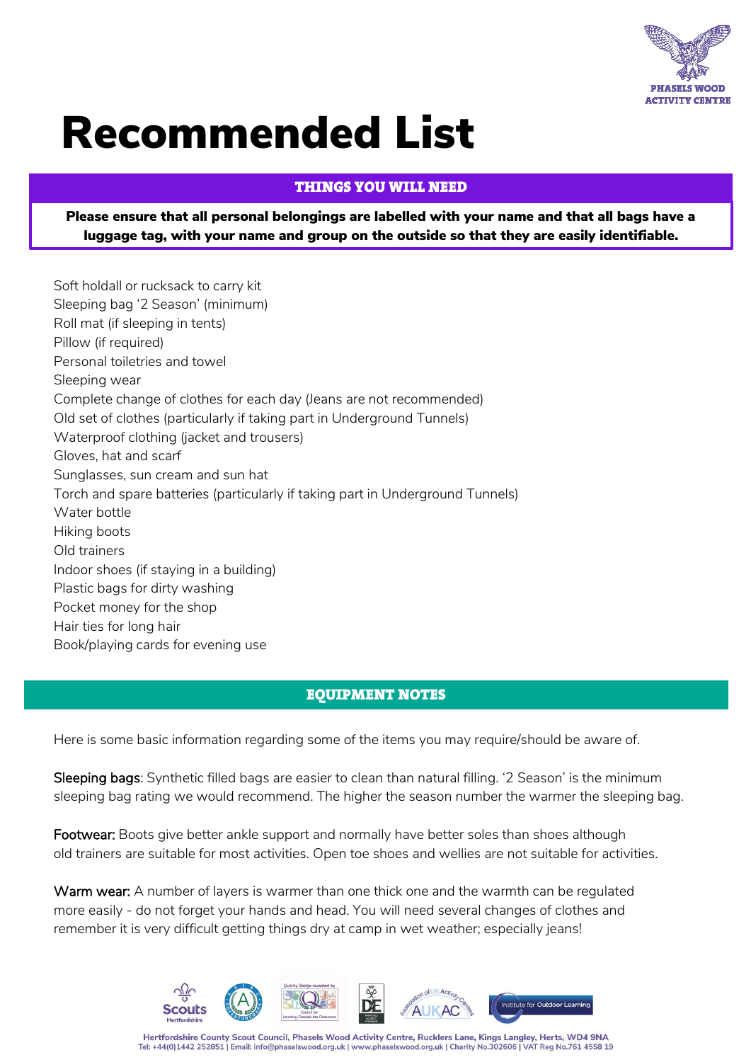# Recommended List

## THINGS YOU WILL NEED

**Please ensure that all personal belongings are labelled with your name and that all bags have a luggage tag, with your name and group on the outside so that they are easily identifiable.**

Soft holdall or rucksack to carry kit
Sleeping bag '2 Season' (minimum)
Roll mat (if sleeping in tents)
Pillow (if required)
Personal toiletries and towel
Sleeping wear
Complete change of clothes for each day (Jeans are not recommended)
Old set of clothes (particularly if taking part in Underground Tunnels)
Waterproof clothing (jacket and trousers)
Gloves, hat and scarf
Sunglasses, sun cream and sun hat
Torch and spare batteries (particularly if taking part in Underground Tunnels)
Water bottle
Hiking boots
Old trainers
Indoor shoes (if staying in a building)
Plastic bags for dirty washing
Pocket money for the shop
Hair ties for long hair
Book/playing cards for evening use

## EQUIPMENT NOTES

Here is some basic information regarding some of the items you may require/should be aware of.

Sleeping bags: Synthetic filled bags are easier to clean than natural filling. '2 Season' is the minimum sleeping bag rating we would recommend. The higher the season number the warmer the sleeping bag.

Footwear: Boots give better ankle support and normally have better soles than shoes although old trainers are suitable for most activities. Open toe shoes and wellies are not suitable for activities.

Warm wear: A number of layers is warmer than one thick one and the warmth can be regulated more easily - do not forget your hands and head. You will need several changes of clothes and remember it is very difficult getting things dry at camp in wet weather; especially jeans!

Hertfordshire County Scout Council, Phasels Wood Activity Centre, Rucklers Lane, Kings Langley, Herts, WD4 9NA
Tel: +44(0)1442 252851 | Email: info@phaselswood.org.uk | www.phaselswood.org.uk | Charity No.302606 | VAT Reg No.761 4558 19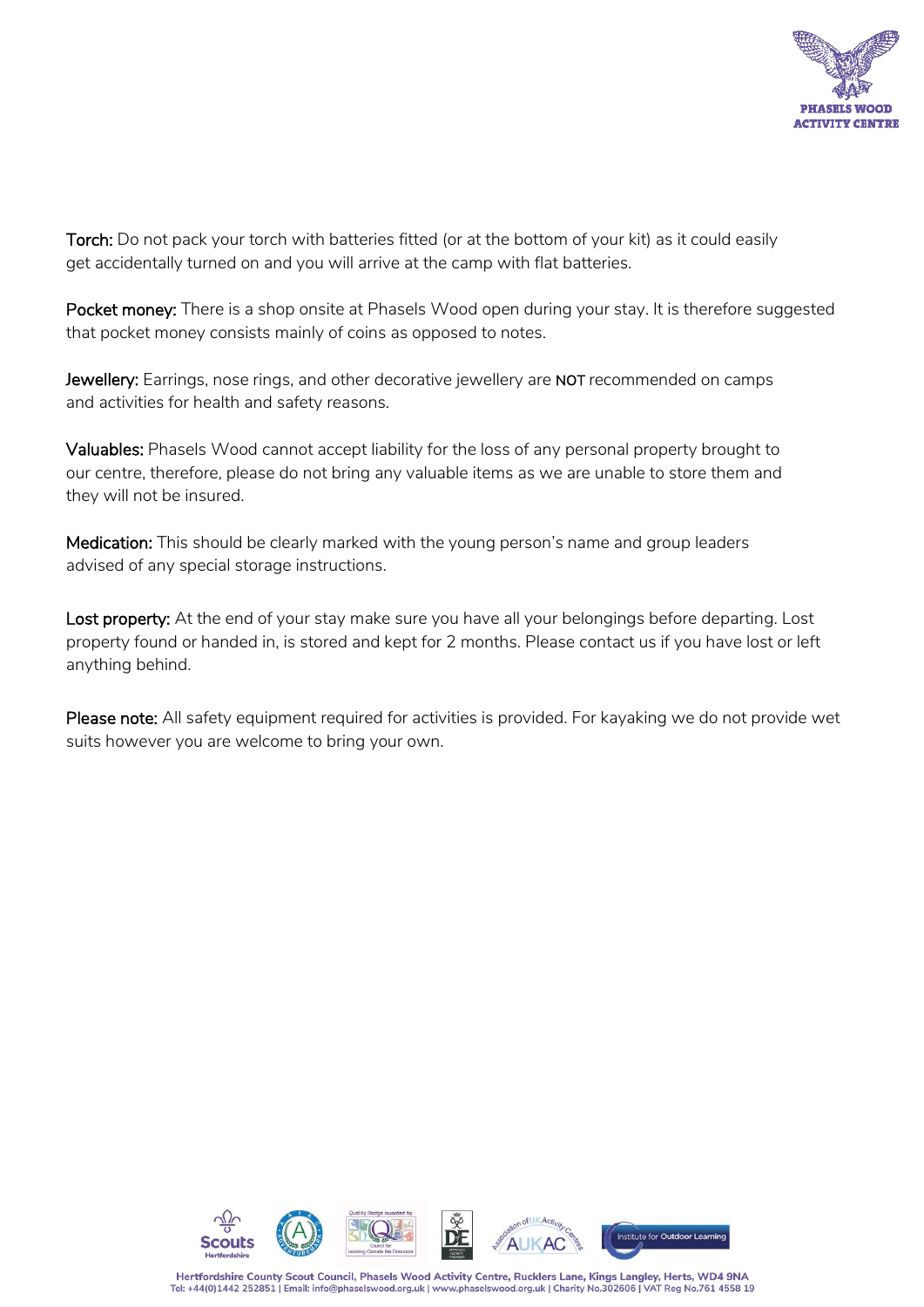**Torch:** Do not pack your torch with batteries fitted (or at the bottom of your kit) as it could easily get accidentally turned on and you will arrive at the camp with flat batteries.

**Pocket money:** There is a shop onsite at Phasels Wood open during your stay. It is therefore suggested that pocket money consists mainly of coins as opposed to notes.

**Jewellery:** Earrings, nose rings, and other decorative jewellery are **NOT** recommended on camps and activities for health and safety reasons.

**Valuables:** Phasels Wood cannot accept liability for the loss of any personal property brought to our centre, therefore, please do not bring any valuable items as we are unable to store them and they will not be insured.

**Medication:** This should be clearly marked with the young person's name and group leaders advised of any special storage instructions.

**Lost property:** At the end of your stay make sure you have all your belongings before departing. Lost property found or handed in, is stored and kept for 2 months. Please contact us if you have lost or left anything behind.

**Please note:** All safety equipment required for activities is provided. For kayaking we do not provide wet suits however you are welcome to bring your own.